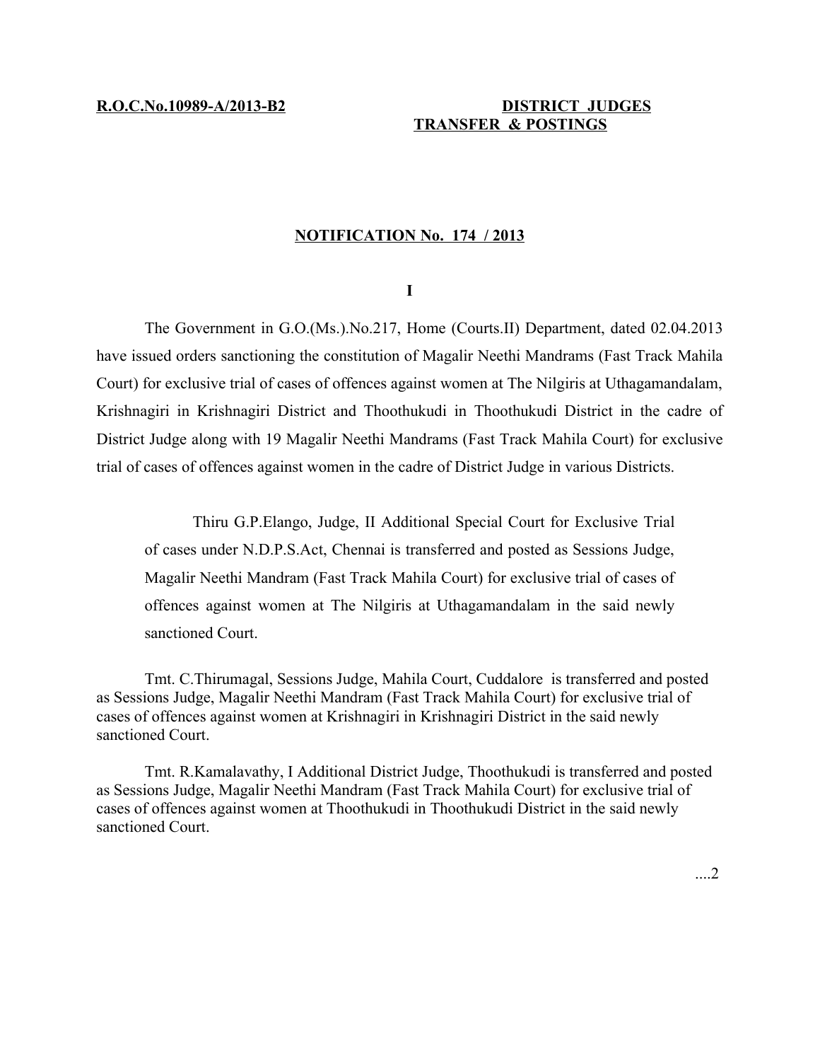**R.O.C.No.10989-A/2013-B2** **DISTRICT JUDGES TRANSFER & POSTINGS**

## NOTIFICATION No. 174 / 2013

**I**

The Government in G.O.(Ms.).No.217, Home (Courts.II) Department, dated 02.04.2013 have issued orders sanctioning the constitution of Magalir Neethi Mandrams (Fast Track Mahila Court) for exclusive trial of cases of offences against women at The Nilgiris at Uthagamandalam, Krishnagiri in Krishnagiri District and Thoothukudi in Thoothukudi District in the cadre of District Judge along with 19 Magalir Neethi Mandrams (Fast Track Mahila Court) for exclusive trial of cases of offences against women in the cadre of District Judge in various Districts.

Thiru G.P.Elango, Judge, II Additional Special Court for Exclusive Trial of cases under N.D.P.S.Act, Chennai is transferred and posted as Sessions Judge, Magalir Neethi Mandram (Fast Track Mahila Court) for exclusive trial of cases of offences against women at The Nilgiris at Uthagamandalam in the said newly sanctioned Court.

Tmt. C.Thirumagal, Sessions Judge, Mahila Court, Cuddalore is transferred and posted as Sessions Judge, Magalir Neethi Mandram (Fast Track Mahila Court) for exclusive trial of cases of offences against women at Krishnagiri in Krishnagiri District in the said newly sanctioned Court.

Tmt. R.Kamalavathy, I Additional District Judge, Thoothukudi is transferred and posted as Sessions Judge, Magalir Neethi Mandram (Fast Track Mahila Court) for exclusive trial of cases of offences against women at Thoothukudi in Thoothukudi District in the said newly sanctioned Court.

....2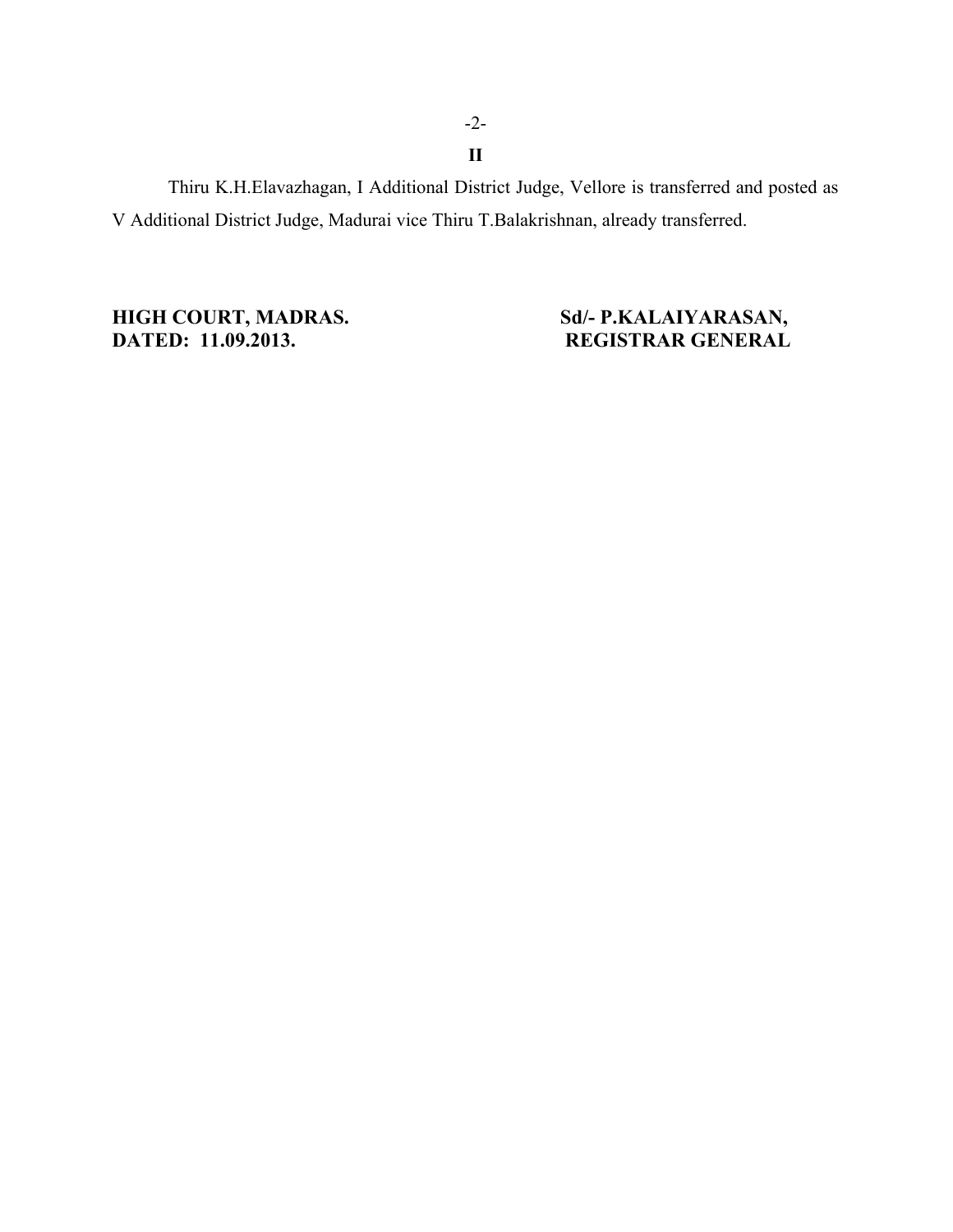**II**

Thiru K.H.Elavazhagan, I Additional District Judge, Vellore is transferred and posted as V Additional District Judge, Madurai vice Thiru T.Balakrishnan, already transferred.

**HIGH COURT, MADRAS.**
**DATED: 11.09.2013.**

**Sd/- P.KALAIYARASAN,**
**REGISTRAR GENERAL**